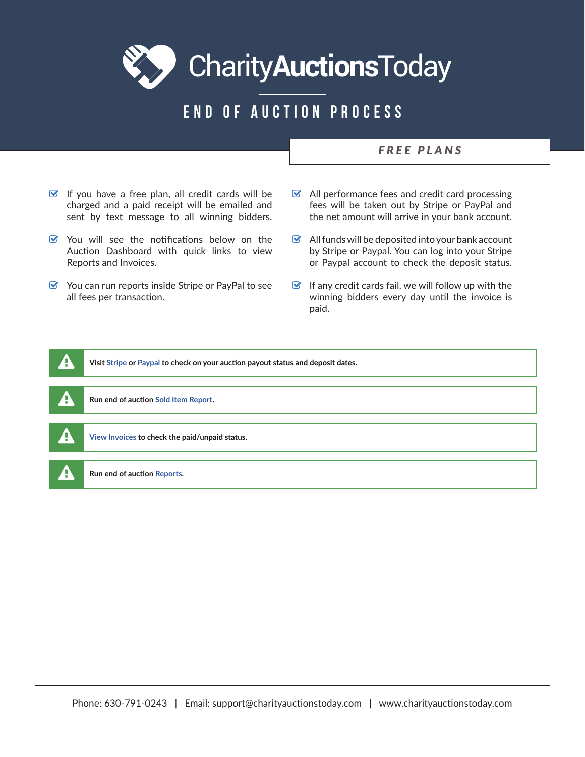# CharityAuctionsToday

## END OF AUCTION PROCESS

### FREE PLANS

- If you have a free plan, all credit cards will be charged and a paid receipt will be emailed and sent by text message to all winning bidders.
- You will see the notifications below on the Auction Dashboard with quick links to view Reports and Invoices.
- You can run reports inside Stripe or PayPal to see all fees per transaction.
- All performance fees and credit card processing fees will be taken out by Stripe or PayPal and the net amount will arrive in your bank account.
- All funds will be deposited into your bank account by Stripe or Paypal. You can log into your Stripe or Paypal account to check the deposit status.
- If any credit cards fail, we will follow up with the winning bidders every day until the invoice is paid.

**Visit Stripe or Paypal to check on your auction payout status and deposit dates.**

**Run end of auction Sold Item Report.**

**View Invoices to check the paid/unpaid status.**

**Run end of auction Reports.**

Phone: 630-791-0243 | Email: support@charityauctionstoday.com | www.charityauctionstoday.com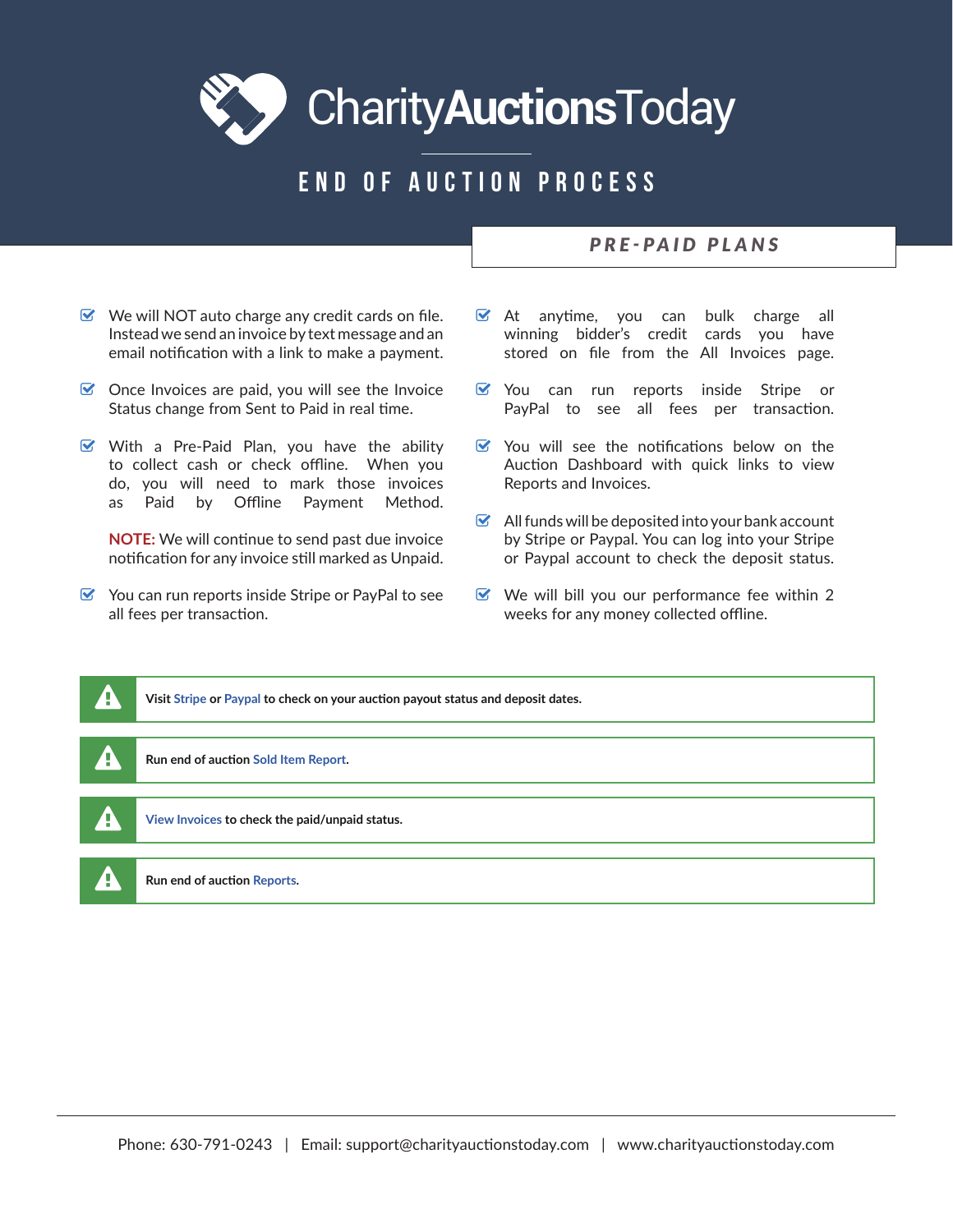# CharityAuctionsToday

## END OF AUCTION PROCESS

### *PRE-PAID PLANS*

- We will NOT auto charge any credit cards on file. Instead we send an invoice by text message and an email notification with a link to make a payment.
- Once Invoices are paid, you will see the Invoice Status change from Sent to Paid in real time.
- With a Pre-Paid Plan, you have the ability to collect cash or check offline. When you do, you will need to mark those invoices as Paid by Offline Payment Method.

  **NOTE:** We will continue to send past due invoice notification for any invoice still marked as Unpaid.
- You can run reports inside Stripe or PayPal to see all fees per transaction.
- At anytime, you can bulk charge all winning bidder's credit cards you have stored on file from the All Invoices page.
- You can run reports inside Stripe or PayPal to see all fees per transaction.
- You will see the notifications below on the Auction Dashboard with quick links to view Reports and Invoices.
- All funds will be deposited into your bank account by Stripe or Paypal. You can log into your Stripe or Paypal account to check the deposit status.
- We will bill you our performance fee within 2 weeks for any money collected offline.

**Visit Stripe or Paypal to check on your auction payout status and deposit dates.**

**Run end of auction Sold Item Report.**

**View Invoices to check the paid/unpaid status.**

**Run end of auction Reports.**

Phone: 630-791-0243 | Email: support@charityauctionstoday.com | www.charityauctionstoday.com